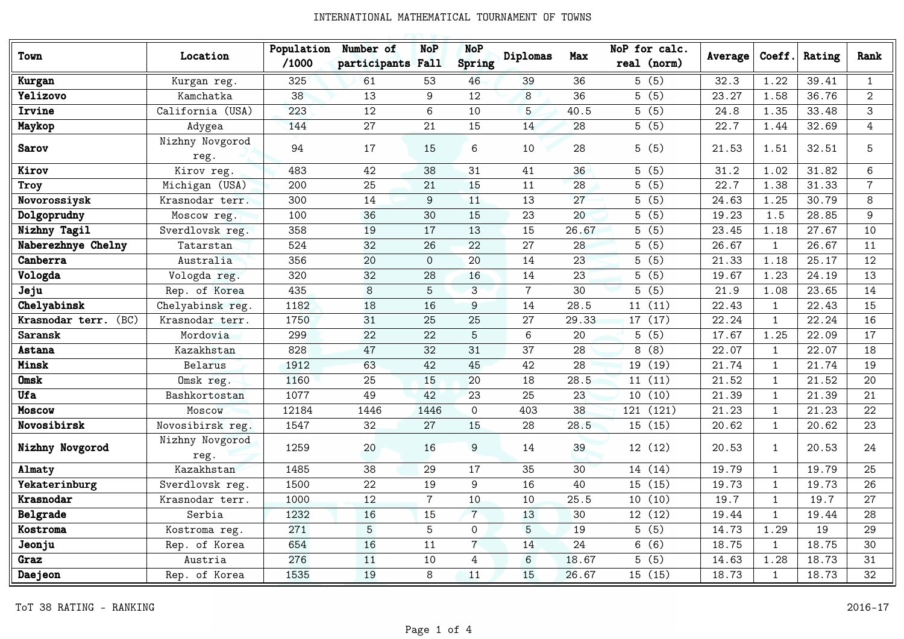# INTERNATIONAL MATHEMATICAL TOURNAMENT OF TOWNS

| Town | Location | Population /1000 | Number of participants | NoP Fall | NoP Spring | Diplomas | Max | NoP for calc. real (norm) | Average | Coeff. | Rating | Rank |
|---|---|---|---|---|---|---|---|---|---|---|---|---|
| **Kurgan** | Kurgan reg. | 325 | 61 | 53 | 46 | 39 | 36 | 5 (5) | 32.3 | 1.22 | 39.41 | 1 |
| **Yelizovo** | Kamchatka | 38 | 13 | 9 | 12 | 8 | 36 | 5 (5) | 23.27 | 1.58 | 36.76 | 2 |
| **Irvine** | California (USA) | 223 | 12 | 6 | 10 | 5 | 40.5 | 5 (5) | 24.8 | 1.35 | 33.48 | 3 |
| **Maykop** | Adygea | 144 | 27 | 21 | 15 | 14 | 28 | 5 (5) | 22.7 | 1.44 | 32.69 | 4 |
| **Sarov** | Nizhny Novgorod reg. | 94 | 17 | 15 | 6 | 10 | 28 | 5 (5) | 21.53 | 1.51 | 32.51 | 5 |
| **Kirov** | Kirov reg. | 483 | 42 | 38 | 31 | 41 | 36 | 5 (5) | 31.2 | 1.02 | 31.82 | 6 |
| **Troy** | Michigan (USA) | 200 | 25 | 21 | 15 | 11 | 28 | 5 (5) | 22.7 | 1.38 | 31.33 | 7 |
| **Novorossiysk** | Krasnodar terr. | 300 | 14 | 9 | 11 | 13 | 27 | 5 (5) | 24.63 | 1.25 | 30.79 | 8 |
| **Dolgoprudny** | Moscow reg. | 100 | 36 | 30 | 15 | 23 | 20 | 5 (5) | 19.23 | 1.5 | 28.85 | 9 |
| **Nizhny Tagil** | Sverdlovsk reg. | 358 | 19 | 17 | 13 | 15 | 26.67 | 5 (5) | 23.45 | 1.18 | 27.67 | 10 |
| **Naberezhnye Chelny** | Tatarstan | 524 | 32 | 26 | 22 | 27 | 28 | 5 (5) | 26.67 | 1 | 26.67 | 11 |
| **Canberra** | Australia | 356 | 20 | 0 | 20 | 14 | 23 | 5 (5) | 21.33 | 1.18 | 25.17 | 12 |
| **Vologda** | Vologda reg. | 320 | 32 | 28 | 16 | 14 | 23 | 5 (5) | 19.67 | 1.23 | 24.19 | 13 |
| **Jeju** | Rep. of Korea | 435 | 8 | 5 | 3 | 7 | 30 | 5 (5) | 21.9 | 1.08 | 23.65 | 14 |
| **Chelyabinsk** | Chelyabinsk reg. | 1182 | 18 | 16 | 9 | 14 | 28.5 | 11 (11) | 22.43 | 1 | 22.43 | 15 |
| **Krasnodar terr.** (BC) | Krasnodar terr. | 1750 | 31 | 25 | 25 | 27 | 29.33 | 17 (17) | 22.24 | 1 | 22.24 | 16 |
| **Saransk** | Mordovia | 299 | 22 | 22 | 5 | 6 | 20 | 5 (5) | 17.67 | 1.25 | 22.09 | 17 |
| **Astana** | Kazakhstan | 828 | 47 | 32 | 31 | 37 | 28 | 8 (8) | 22.07 | 1 | 22.07 | 18 |
| **Minsk** | Belarus | 1912 | 63 | 42 | 45 | 42 | 28 | 19 (19) | 21.74 | 1 | 21.74 | 19 |
| **Omsk** | Omsk reg. | 1160 | 25 | 15 | 20 | 18 | 28.5 | 11 (11) | 21.52 | 1 | 21.52 | 20 |
| **Ufa** | Bashkortostan | 1077 | 49 | 42 | 23 | 25 | 23 | 10 (10) | 21.39 | 1 | 21.39 | 21 |
| **Moscow** | Moscow | 12184 | 1446 | 1446 | 0 | 403 | 38 | 121 (121) | 21.23 | 1 | 21.23 | 22 |
| **Novosibirsk** | Novosibirsk reg. | 1547 | 32 | 27 | 15 | 28 | 28.5 | 15 (15) | 20.62 | 1 | 20.62 | 23 |
| **Nizhny Novgorod** | Nizhny Novgorod reg. | 1259 | 20 | 16 | 9 | 14 | 39 | 12 (12) | 20.53 | 1 | 20.53 | 24 |
| **Almaty** | Kazakhstan | 1485 | 38 | 29 | 17 | 35 | 30 | 14 (14) | 19.79 | 1 | 19.79 | 25 |
| **Yekaterinburg** | Sverdlovsk reg. | 1500 | 22 | 19 | 9 | 16 | 40 | 15 (15) | 19.73 | 1 | 19.73 | 26 |
| **Krasnodar** | Krasnodar terr. | 1000 | 12 | 7 | 10 | 10 | 25.5 | 10 (10) | 19.7 | 1 | 19.7 | 27 |
| **Belgrade** | Serbia | 1232 | 16 | 15 | 7 | 13 | 30 | 12 (12) | 19.44 | 1 | 19.44 | 28 |
| **Kostroma** | Kostroma reg. | 271 | 5 | 5 | 0 | 5 | 19 | 5 (5) | 14.73 | 1.29 | 19 | 29 |
| **Jeonju** | Rep. of Korea | 654 | 16 | 11 | 7 | 14 | 24 | 6 (6) | 18.75 | 1 | 18.75 | 30 |
| **Graz** | Austria | 276 | 11 | 10 | 4 | 6 | 18.67 | 5 (5) | 14.63 | 1.28 | 18.73 | 31 |
| **Daejeon** | Rep. of Korea | 1535 | 19 | 8 | 11 | 15 | 26.67 | 15 (15) | 18.73 | 1 | 18.73 | 32 |

ToT 38 RATING - RANKING

2016-17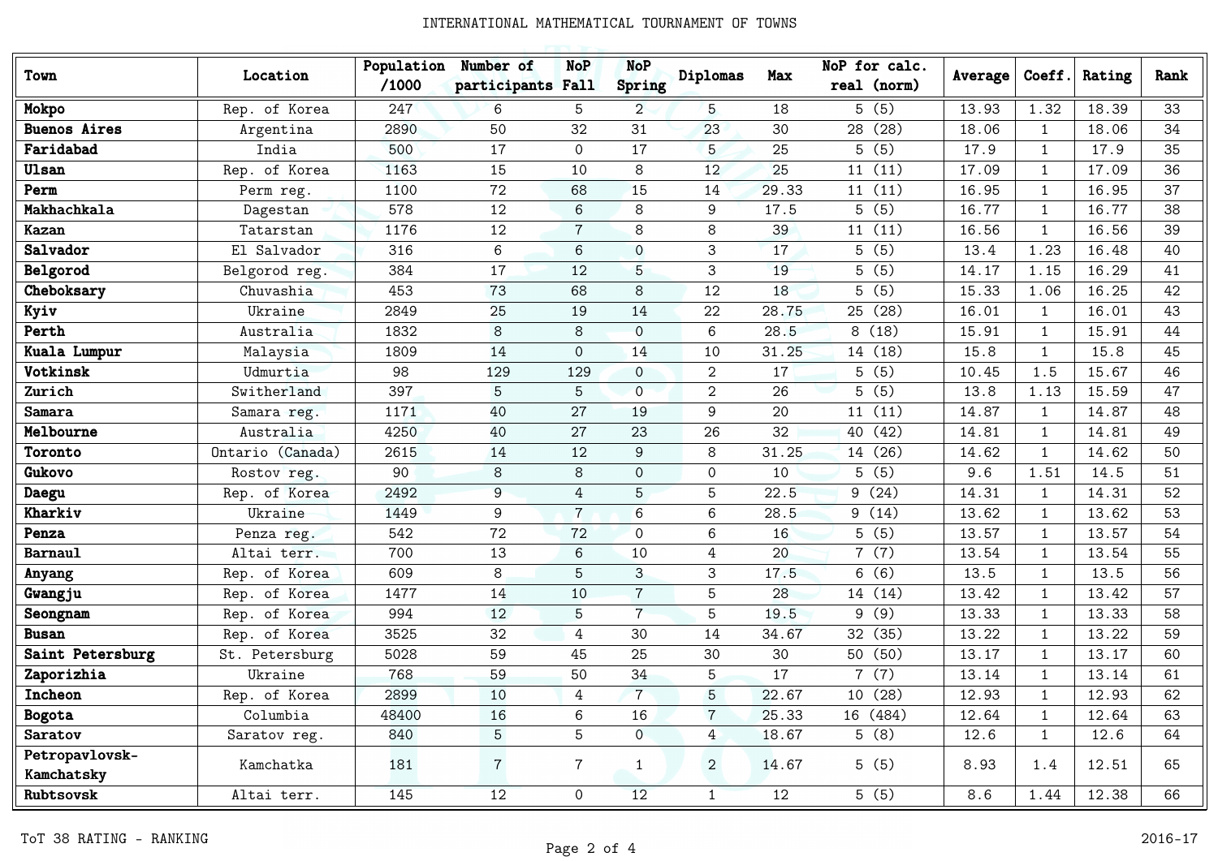| Town | Location | Population /1000 | Number of participants | NoP Fall | NoP Spring | Diplomas | Max | NoP for calc. real (norm) | Average | Coeff. | Rating | Rank |
|---|---|---|---|---|---|---|---|---|---|---|---|---|
| **Mokpo** | Rep. of Korea | 247 | 6 | 5 | 2 | 5 | 18 | 5 (5) | 13.93 | 1.32 | 18.39 | 33 |
| **Buenos Aires** | Argentina | 2890 | 50 | 32 | 31 | 23 | 30 | 28 (28) | 18.06 | 1 | 18.06 | 34 |
| **Faridabad** | India | 500 | 17 | 0 | 17 | 5 | 25 | 5 (5) | 17.9 | 1 | 17.9 | 35 |
| **Ulsan** | Rep. of Korea | 1163 | 15 | 10 | 8 | 12 | 25 | 11 (11) | 17.09 | 1 | 17.09 | 36 |
| **Perm** | Perm reg. | 1100 | 72 | 68 | 15 | 14 | 29.33 | 11 (11) | 16.95 | 1 | 16.95 | 37 |
| **Makhachkala** | Dagestan | 578 | 12 | 6 | 8 | 9 | 17.5 | 5 (5) | 16.77 | 1 | 16.77 | 38 |
| **Kazan** | Tatarstan | 1176 | 12 | 7 | 8 | 8 | 39 | 11 (11) | 16.56 | 1 | 16.56 | 39 |
| **Salvador** | El Salvador | 316 | 6 | 6 | 0 | 3 | 17 | 5 (5) | 13.4 | 1.23 | 16.48 | 40 |
| **Belgorod** | Belgorod reg. | 384 | 17 | 12 | 5 | 3 | 19 | 5 (5) | 14.17 | 1.15 | 16.29 | 41 |
| **Cheboksary** | Chuvashia | 453 | 73 | 68 | 8 | 12 | 18 | 5 (5) | 15.33 | 1.06 | 16.25 | 42 |
| **Kyiv** | Ukraine | 2849 | 25 | 19 | 14 | 22 | 28.75 | 25 (28) | 16.01 | 1 | 16.01 | 43 |
| **Perth** | Australia | 1832 | 8 | 8 | 0 | 6 | 28.5 | 8 (18) | 15.91 | 1 | 15.91 | 44 |
| **Kuala Lumpur** | Malaysia | 1809 | 14 | 0 | 14 | 10 | 31.25 | 14 (18) | 15.8 | 1 | 15.8 | 45 |
| **Votkinsk** | Udmurtia | 98 | 129 | 129 | 0 | 2 | 17 | 5 (5) | 10.45 | 1.5 | 15.67 | 46 |
| **Zurich** | Switherland | 397 | 5 | 5 | 0 | 2 | 26 | 5 (5) | 13.8 | 1.13 | 15.59 | 47 |
| **Samara** | Samara reg. | 1171 | 40 | 27 | 19 | 9 | 20 | 11 (11) | 14.87 | 1 | 14.87 | 48 |
| **Melbourne** | Australia | 4250 | 40 | 27 | 23 | 26 | 32 | 40 (42) | 14.81 | 1 | 14.81 | 49 |
| **Toronto** | Ontario (Canada) | 2615 | 14 | 12 | 9 | 8 | 31.25 | 14 (26) | 14.62 | 1 | 14.62 | 50 |
| **Gukovo** | Rostov reg. | 90 | 8 | 8 | 0 | 0 | 10 | 5 (5) | 9.6 | 1.51 | 14.5 | 51 |
| **Daegu** | Rep. of Korea | 2492 | 9 | 4 | 5 | 5 | 22.5 | 9 (24) | 14.31 | 1 | 14.31 | 52 |
| **Kharkiv** | Ukraine | 1449 | 9 | 7 | 6 | 6 | 28.5 | 9 (14) | 13.62 | 1 | 13.62 | 53 |
| **Penza** | Penza reg. | 542 | 72 | 72 | 0 | 6 | 16 | 5 (5) | 13.57 | 1 | 13.57 | 54 |
| **Barnaul** | Altai terr. | 700 | 13 | 6 | 10 | 4 | 20 | 7 (7) | 13.54 | 1 | 13.54 | 55 |
| **Anyang** | Rep. of Korea | 609 | 8 | 5 | 3 | 3 | 17.5 | 6 (6) | 13.5 | 1 | 13.5 | 56 |
| **Gwangju** | Rep. of Korea | 1477 | 14 | 10 | 7 | 5 | 28 | 14 (14) | 13.42 | 1 | 13.42 | 57 |
| **Seongnam** | Rep. of Korea | 994 | 12 | 5 | 7 | 5 | 19.5 | 9 (9) | 13.33 | 1 | 13.33 | 58 |
| **Busan** | Rep. of Korea | 3525 | 32 | 4 | 30 | 14 | 34.67 | 32 (35) | 13.22 | 1 | 13.22 | 59 |
| **Saint Petersburg** | St. Petersburg | 5028 | 59 | 45 | 25 | 30 | 30 | 50 (50) | 13.17 | 1 | 13.17 | 60 |
| **Zaporizhia** | Ukraine | 768 | 59 | 50 | 34 | 5 | 17 | 7 (7) | 13.14 | 1 | 13.14 | 61 |
| **Incheon** | Rep. of Korea | 2899 | 10 | 4 | 7 | 5 | 22.67 | 10 (28) | 12.93 | 1 | 12.93 | 62 |
| **Bogota** | Columbia | 48400 | 16 | 6 | 16 | 7 | 25.33 | 16 (484) | 12.64 | 1 | 12.64 | 63 |
| **Saratov** | Saratov reg. | 840 | 5 | 5 | 0 | 4 | 18.67 | 5 (8) | 12.6 | 1 | 12.6 | 64 |
| **Petropavlovsk-Kamchatsky** | Kamchatka | 181 | 7 | 7 | 1 | 2 | 14.67 | 5 (5) | 8.93 | 1.4 | 12.51 | 65 |
| **Rubtsovsk** | Altai terr. | 145 | 12 | 0 | 12 | 1 | 12 | 5 (5) | 8.6 | 1.44 | 12.38 | 66 |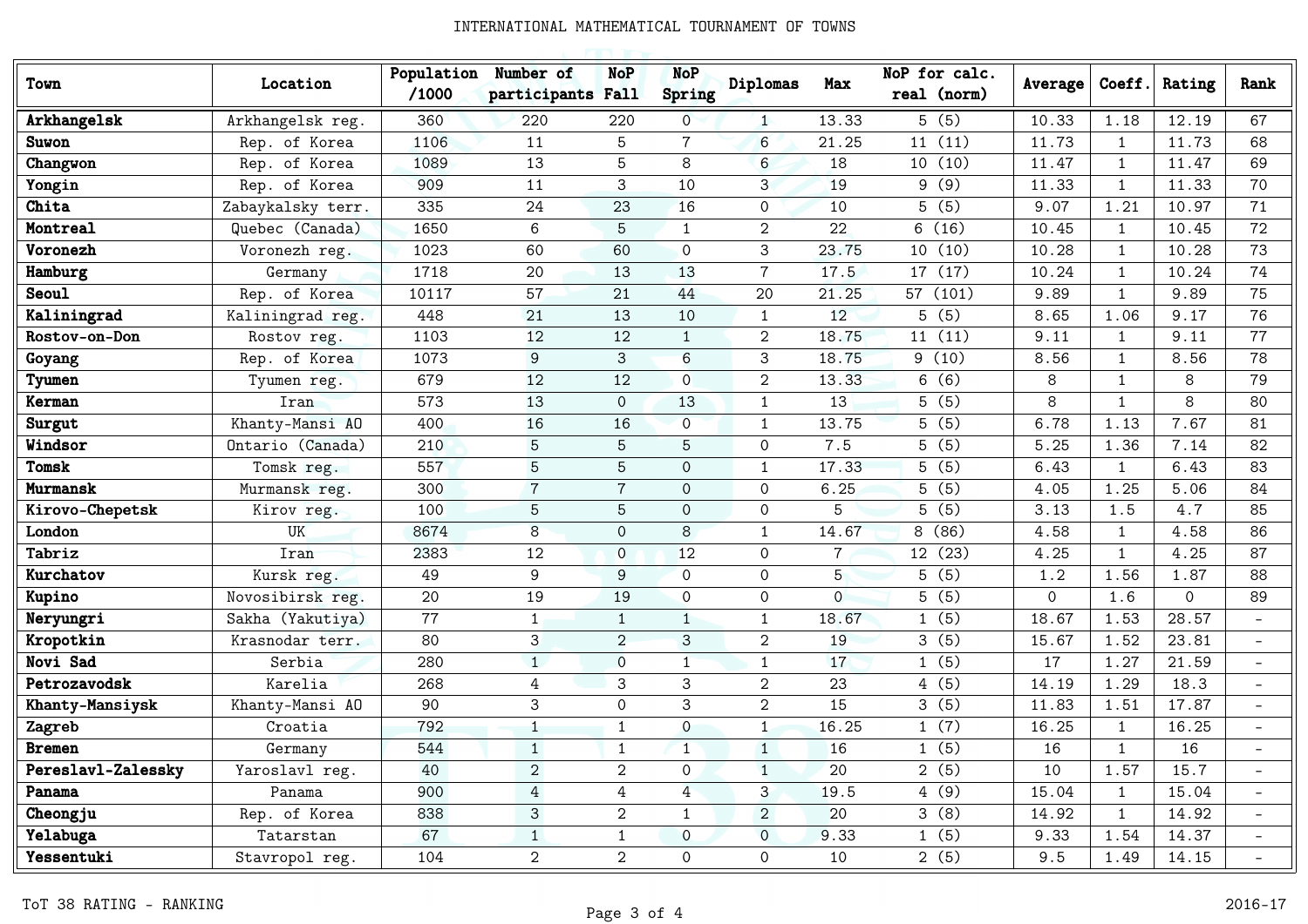| Town | Location | Population /1000 | Number of participants | NoP Fall | NoP Spring | Diplomas | Max | NoP for calc. real (norm) | Average | Coeff. | Rating | Rank |
|---|---|---|---|---|---|---|---|---|---|---|---|---|
| **Arkhangelsk** | Arkhangelsk reg. | 360 | 220 | 220 | 0 | 1 | 13.33 | 5 (5) | 10.33 | 1.18 | 12.19 | 67 |
| **Suwon** | Rep. of Korea | 1106 | 11 | 5 | 7 | 6 | 21.25 | 11 (11) | 11.73 | 1 | 11.73 | 68 |
| **Changwon** | Rep. of Korea | 1089 | 13 | 5 | 8 | 6 | 18 | 10 (10) | 11.47 | 1 | 11.47 | 69 |
| **Yongin** | Rep. of Korea | 909 | 11 | 3 | 10 | 3 | 19 | 9 (9) | 11.33 | 1 | 11.33 | 70 |
| **Chita** | Zabaykalsky terr. | 335 | 24 | 23 | 16 | 0 | 10 | 5 (5) | 9.07 | 1.21 | 10.97 | 71 |
| **Montreal** | Quebec (Canada) | 1650 | 6 | 5 | 1 | 2 | 22 | 6 (16) | 10.45 | 1 | 10.45 | 72 |
| **Voronezh** | Voronezh reg. | 1023 | 60 | 60 | 0 | 3 | 23.75 | 10 (10) | 10.28 | 1 | 10.28 | 73 |
| **Hamburg** | Germany | 1718 | 20 | 13 | 13 | 7 | 17.5 | 17 (17) | 10.24 | 1 | 10.24 | 74 |
| **Seoul** | Rep. of Korea | 10117 | 57 | 21 | 44 | 20 | 21.25 | 57 (101) | 9.89 | 1 | 9.89 | 75 |
| **Kaliningrad** | Kaliningrad reg. | 448 | 21 | 13 | 10 | 1 | 12 | 5 (5) | 8.65 | 1.06 | 9.17 | 76 |
| **Rostov-on-Don** | Rostov reg. | 1103 | 12 | 12 | 1 | 2 | 18.75 | 11 (11) | 9.11 | 1 | 9.11 | 77 |
| **Goyang** | Rep. of Korea | 1073 | 9 | 3 | 6 | 3 | 18.75 | 9 (10) | 8.56 | 1 | 8.56 | 78 |
| **Tyumen** | Tyumen reg. | 679 | 12 | 12 | 0 | 2 | 13.33 | 6 (6) | 8 | 1 | 8 | 79 |
| **Kerman** | Iran | 573 | 13 | 0 | 13 | 1 | 13 | 5 (5) | 8 | 1 | 8 | 80 |
| **Surgut** | Khanty-Mansi AO | 400 | 16 | 16 | 0 | 1 | 13.75 | 5 (5) | 6.78 | 1.13 | 7.67 | 81 |
| **Windsor** | Ontario (Canada) | 210 | 5 | 5 | 5 | 0 | 7.5 | 5 (5) | 5.25 | 1.36 | 7.14 | 82 |
| **Tomsk** | Tomsk reg. | 557 | 5 | 5 | 0 | 1 | 17.33 | 5 (5) | 6.43 | 1 | 6.43 | 83 |
| **Murmansk** | Murmansk reg. | 300 | 7 | 7 | 0 | 0 | 6.25 | 5 (5) | 4.05 | 1.25 | 5.06 | 84 |
| **Kirovo-Chepetsk** | Kirov reg. | 100 | 5 | 5 | 0 | 0 | 5 | 5 (5) | 3.13 | 1.5 | 4.7 | 85 |
| **London** | UK | 8674 | 8 | 0 | 8 | 1 | 14.67 | 8 (86) | 4.58 | 1 | 4.58 | 86 |
| **Tabriz** | Iran | 2383 | 12 | 0 | 12 | 0 | 7 | 12 (23) | 4.25 | 1 | 4.25 | 87 |
| **Kurchatov** | Kursk reg. | 49 | 9 | 9 | 0 | 0 | 5 | 5 (5) | 1.2 | 1.56 | 1.87 | 88 |
| **Kupino** | Novosibirsk reg. | 20 | 19 | 19 | 0 | 0 | 0 | 5 (5) | 0 | 1.6 | 0 | 89 |
| **Neryungri** | Sakha (Yakutiya) | 77 | 1 | 1 | 1 | 1 | 18.67 | 1 (5) | 18.67 | 1.53 | 28.57 | - |
| **Kropotkin** | Krasnodar terr. | 80 | 3 | 2 | 3 | 2 | 19 | 3 (5) | 15.67 | 1.52 | 23.81 | - |
| **Novi Sad** | Serbia | 280 | 1 | 0 | 1 | 1 | 17 | 1 (5) | 17 | 1.27 | 21.59 | - |
| **Petrozavodsk** | Karelia | 268 | 4 | 3 | 3 | 2 | 23 | 4 (5) | 14.19 | 1.29 | 18.3 | - |
| **Khanty-Mansiysk** | Khanty-Mansi AO | 90 | 3 | 0 | 3 | 2 | 15 | 3 (5) | 11.83 | 1.51 | 17.87 | - |
| **Zagreb** | Croatia | 792 | 1 | 1 | 0 | 1 | 16.25 | 1 (7) | 16.25 | 1 | 16.25 | - |
| **Bremen** | Germany | 544 | 1 | 1 | 1 | 1 | 16 | 1 (5) | 16 | 1 | 16 | - |
| **Pereslavl-Zalessky** | Yaroslavl reg. | 40 | 2 | 2 | 0 | 1 | 20 | 2 (5) | 10 | 1.57 | 15.7 | - |
| **Panama** | Panama | 900 | 4 | 4 | 4 | 3 | 19.5 | 4 (9) | 15.04 | 1 | 15.04 | - |
| **Cheongju** | Rep. of Korea | 838 | 3 | 2 | 1 | 2 | 20 | 3 (8) | 14.92 | 1 | 14.92 | - |
| **Yelabuga** | Tatarstan | 67 | 1 | 1 | 0 | 0 | 9.33 | 1 (5) | 9.33 | 1.54 | 14.37 | - |
| **Yessentuki** | Stavropol reg. | 104 | 2 | 2 | 0 | 0 | 10 | 2 (5) | 9.5 | 1.49 | 14.15 | - |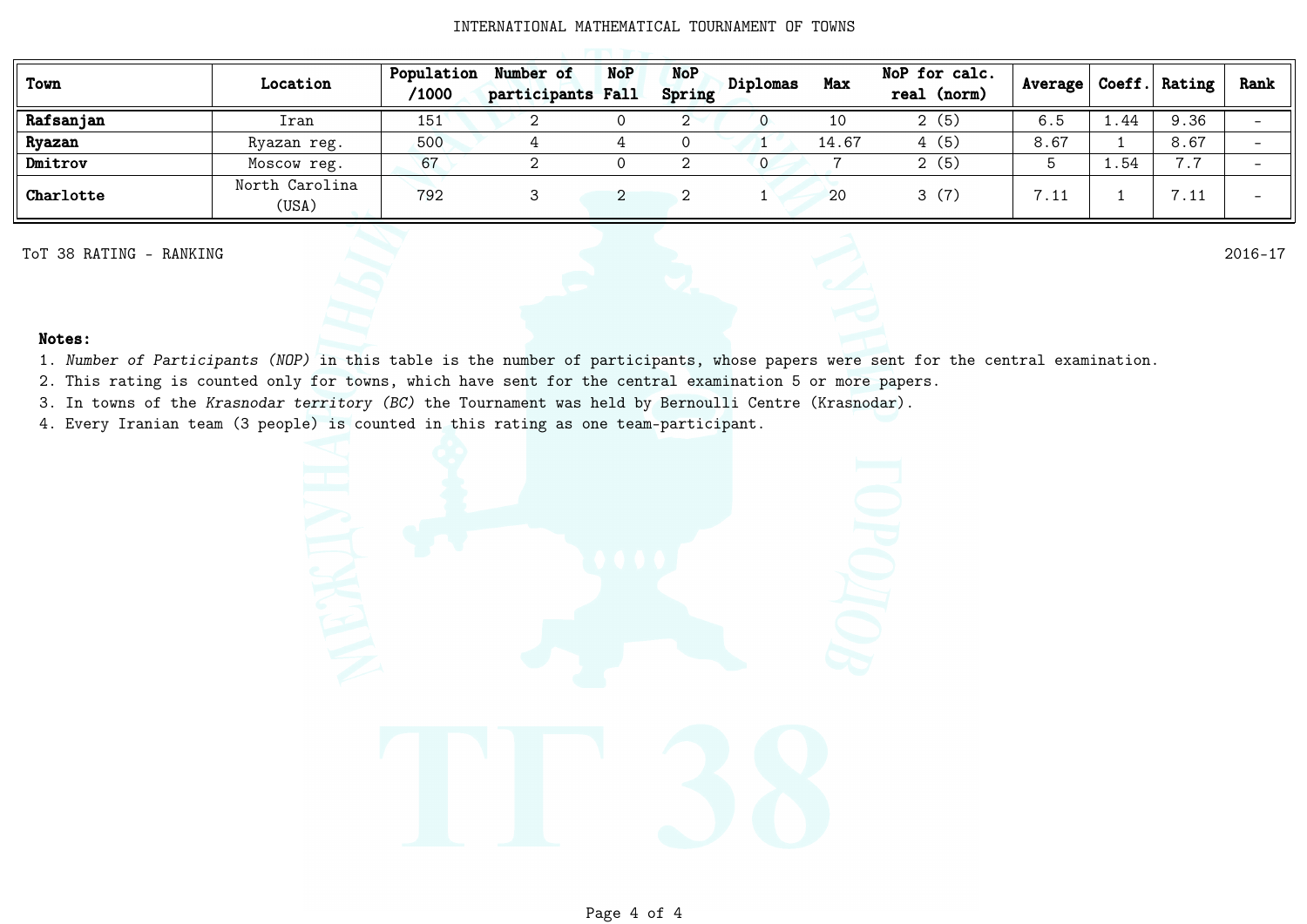| Town | Location | Population /1000 | Number of participants | NoP Fall | NoP Spring | Diplomas | Max | NoP for calc. real (norm) | Average | Coeff. | Rating | Rank |
|---|---|---|---|---|---|---|---|---|---|---|---|---|
| **Rafsanjan** | Iran | 151 | 2 | 0 | 2 | 0 | 10 | 2 (5) | 6.5 | 1.44 | 9.36 | - |
| **Ryazan** | Ryazan reg. | 500 | 4 | 4 | 0 | 1 | 14.67 | 4 (5) | 8.67 | 1 | 8.67 | - |
| **Dmitrov** | Moscow reg. | 67 | 2 | 0 | 2 | 0 | 7 | 2 (5) | 5 | 1.54 | 7.7 | - |
| **Charlotte** | North Carolina (USA) | 792 | 3 | 2 | 2 | 1 | 20 | 3 (7) | 7.11 | 1 | 7.11 | - |

ToT 38 RATING - RANKING

2016-17

**Notes:**

1. *Number of Participants (NOP)* in this table is the number of participants, whose papers were sent for the central examination.
2. This rating is counted only for towns, which have sent for the central examination 5 or more papers.
3. In towns of the *Krasnodar territory (BC)* the Tournament was held by Bernoulli Centre (Krasnodar).
4. Every Iranian team (3 people) is counted in this rating as one team-participant.